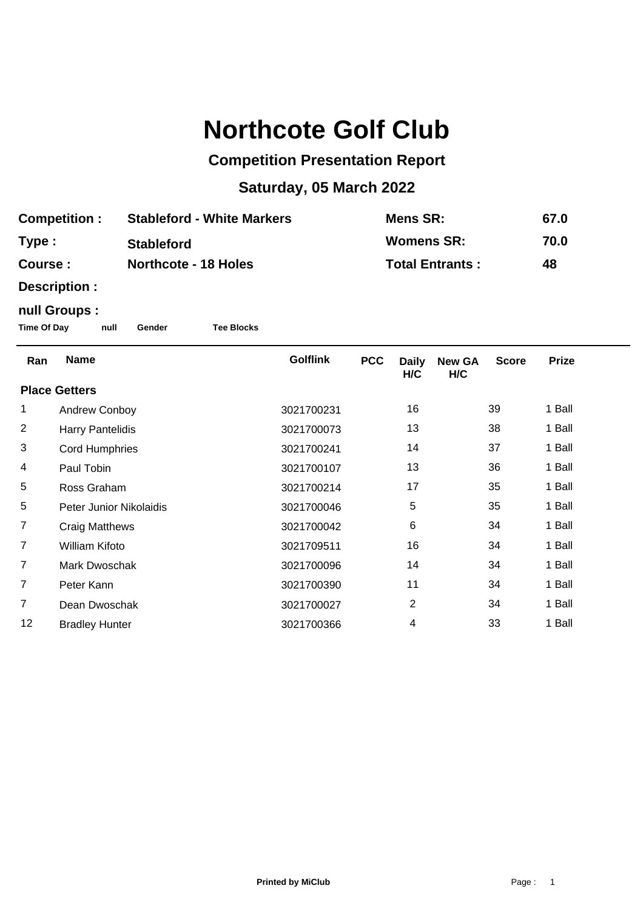# Northcote Golf Club

## Competition Presentation Report

## Saturday, 05 March 2022

| | | | |
|---|---|---|---|
| **Competition :** | **Stableford - White Markers** | **Mens SR:** | **67.0** |
| **Type :** | **Stableford** | **Womens SR:** | **70.0** |
| **Course :** | **Northcote - 18 Holes** | **Total Entrants :** | **48** |
| **Description :** | | | |

**null Groups :**

**Time Of Day** **null** **Gender** **Tee Blocks**

| Ran | Name | Golflink | PCC | Daily H/C | New GA H/C | Score | Prize |
|---|---|---|---|---|---|---|---|
| **Place Getters** | | | | | | | |
| 1 | Andrew Conboy | 3021700231 | | 16 | | 39 | 1 Ball |
| 2 | Harry Pantelidis | 3021700073 | | 13 | | 38 | 1 Ball |
| 3 | Cord Humphries | 3021700241 | | 14 | | 37 | 1 Ball |
| 4 | Paul Tobin | 3021700107 | | 13 | | 36 | 1 Ball |
| 5 | Ross Graham | 3021700214 | | 17 | | 35 | 1 Ball |
| 5 | Peter Junior Nikolaidis | 3021700046 | | 5 | | 35 | 1 Ball |
| 7 | Craig Matthews | 3021700042 | | 6 | | 34 | 1 Ball |
| 7 | William Kifoto | 3021709511 | | 16 | | 34 | 1 Ball |
| 7 | Mark Dwoschak | 3021700096 | | 14 | | 34 | 1 Ball |
| 7 | Peter Kann | 3021700390 | | 11 | | 34 | 1 Ball |
| 7 | Dean Dwoschak | 3021700027 | | 2 | | 34 | 1 Ball |
| 12 | Bradley Hunter | 3021700366 | | 4 | | 33 | 1 Ball |

**Printed by MiClub**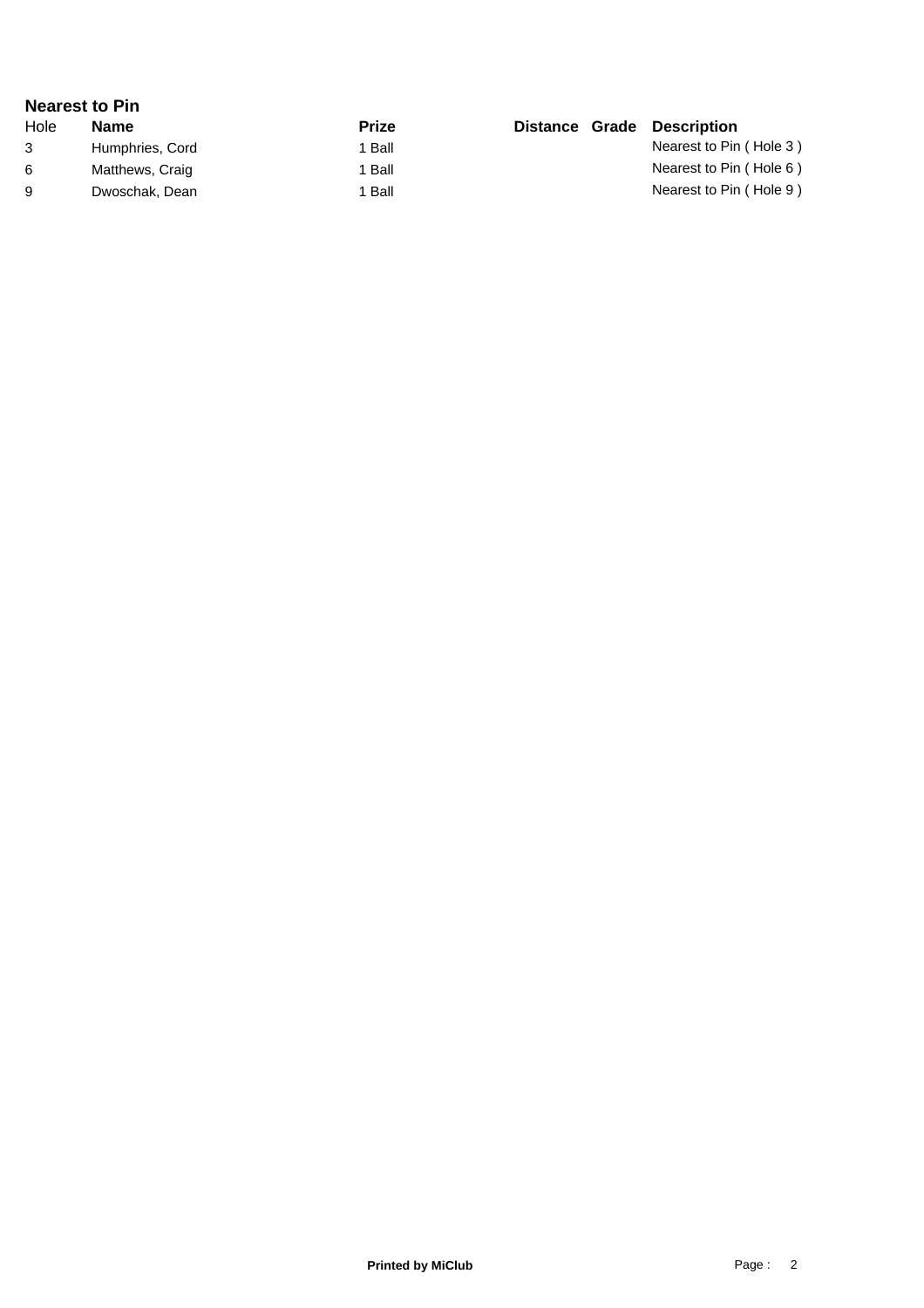## Nearest to Pin

| Hole | Name | Prize | Distance | Grade | Description |
|---|---|---|---|---|---|
| 3 | Humphries, Cord | 1 Ball | | | Nearest to Pin ( Hole 3 ) |
| 6 | Matthews, Craig | 1 Ball | | | Nearest to Pin ( Hole 6 ) |
| 9 | Dwoschak, Dean | 1 Ball | | | Nearest to Pin ( Hole 9 ) |

**Printed by MiClub**